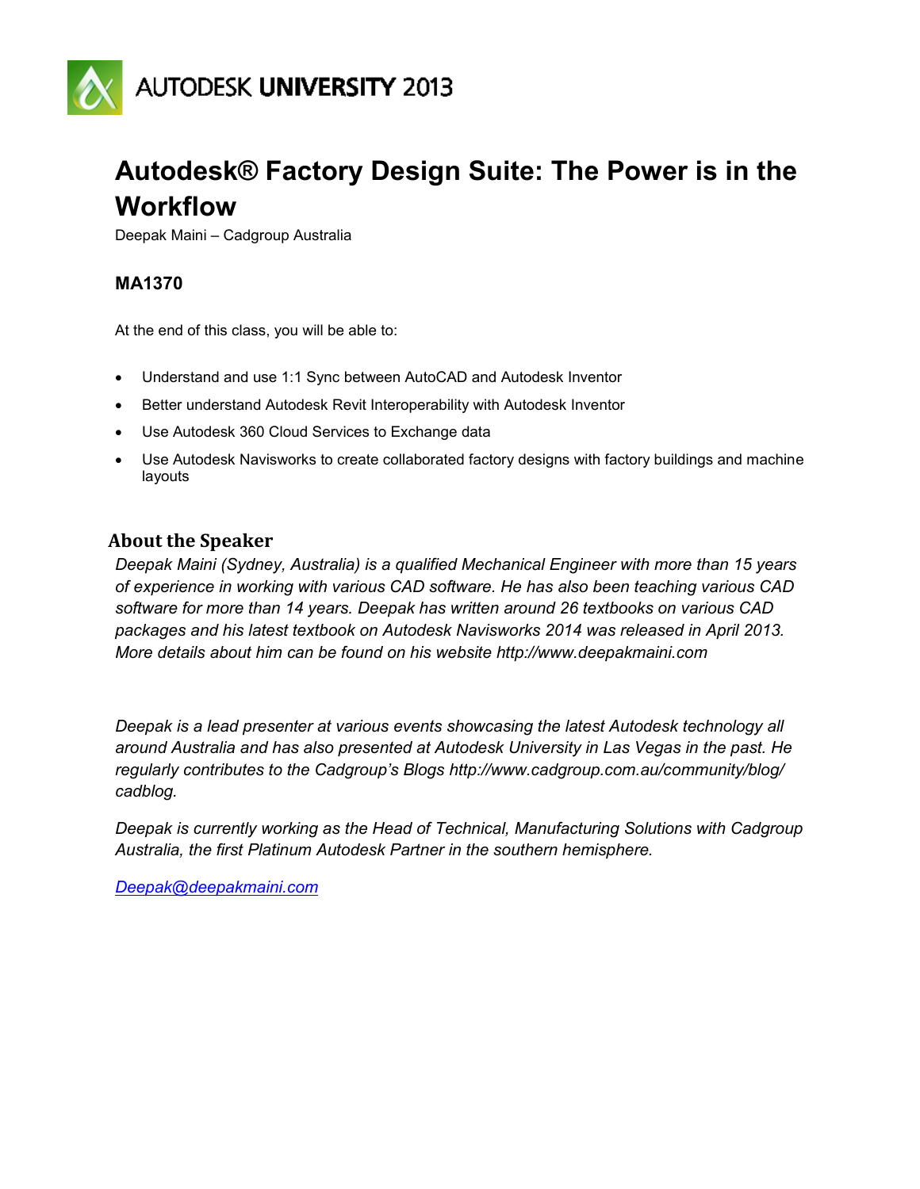AUTODESK UNIVERSITY 2013

# Autodesk® Factory Design Suite: The Power is in the Workflow

Deepak Maini – Cadgroup Australia

### MA1370

At the end of this class, you will be able to:

- Understand and use 1:1 Sync between AutoCAD and Autodesk Inventor
- Better understand Autodesk Revit Interoperability with Autodesk Inventor
- Use Autodesk 360 Cloud Services to Exchange data
- Use Autodesk Navisworks to create collaborated factory designs with factory buildings and machine layouts

## About the Speaker

*Deepak Maini (Sydney, Australia) is a qualified Mechanical Engineer with more than 15 years of experience in working with various CAD software. He has also been teaching various CAD software for more than 14 years. Deepak has written around 26 textbooks on various CAD packages and his latest textbook on Autodesk Navisworks 2014 was released in April 2013. More details about him can be found on his website http://www.deepakmaini.com*

*Deepak is a lead presenter at various events showcasing the latest Autodesk technology all around Australia and has also presented at Autodesk University in Las Vegas in the past. He regularly contributes to the Cadgroup's Blogs http://www.cadgroup.com.au/community/blog/cadblog.*

*Deepak is currently working as the Head of Technical, Manufacturing Solutions with Cadgroup Australia, the first Platinum Autodesk Partner in the southern hemisphere.*

*Deepak@deepakmaini.com*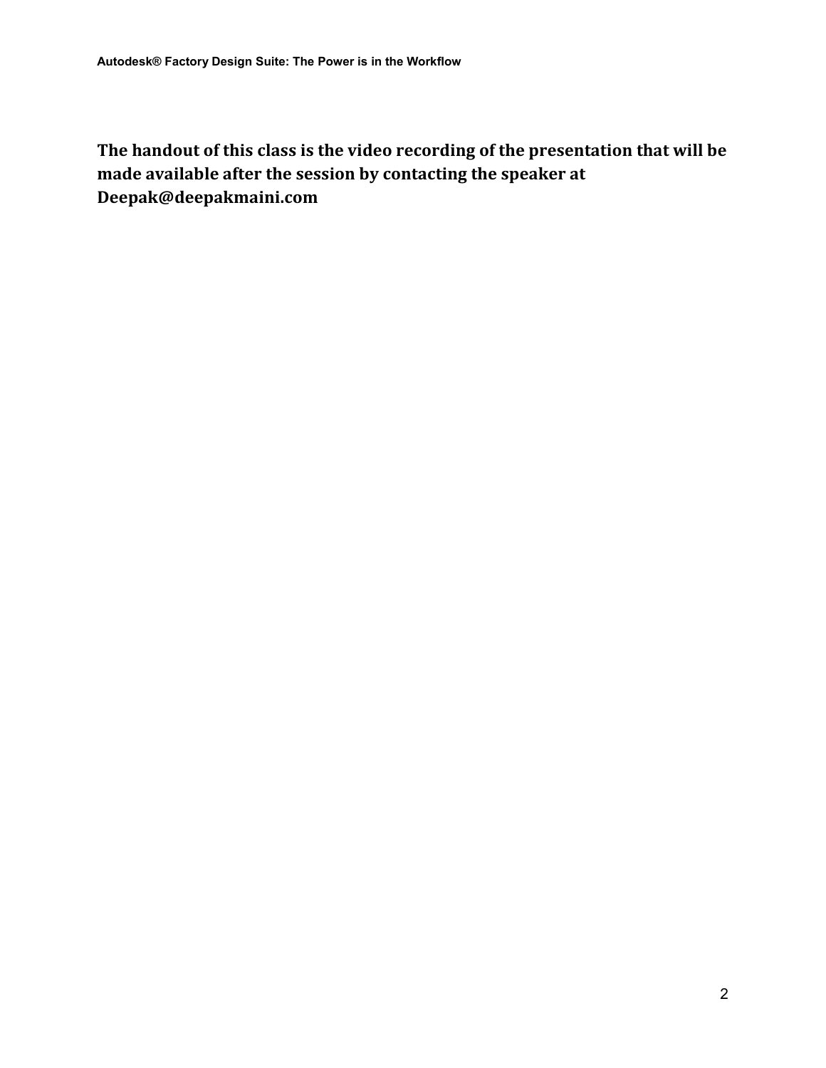**The handout of this class is the video recording of the presentation that will be made available after the session by contacting the speaker at Deepak@deepakmaini.com**